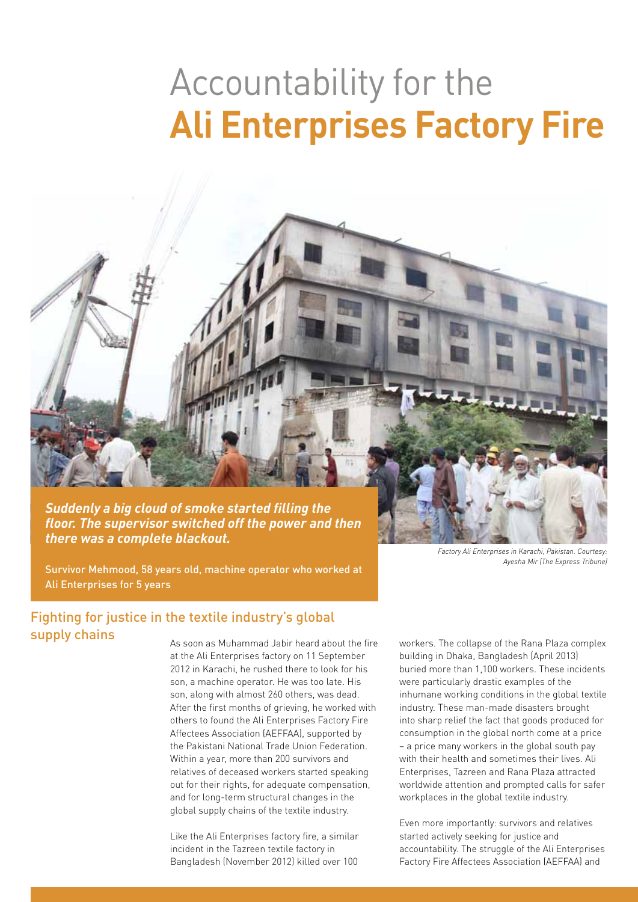# Accountability for the **Ali Enterprises Factory Fire**

***Suddenly a big cloud of smoke started filling the floor. The supervisor switched off the power and then there was a complete blackout.***

Survivor Mehmood, 58 years old, machine operator who worked at Ali Enterprises for 5 years

*Factory Ali Enterprises in Karachi, Pakistan. Courtesy: Ayesha Mir (The Express Tribune)*

## Fighting for justice in the textile industry's global supply chains

As soon as Muhammad Jabir heard about the fire at the Ali Enterprises factory on 11 September 2012 in Karachi, he rushed there to look for his son, a machine operator. He was too late. His son, along with almost 260 others, was dead. After the first months of grieving, he worked with others to found the Ali Enterprises Factory Fire Affectees Association (AEFFAA), supported by the Pakistani National Trade Union Federation. Within a year, more than 200 survivors and relatives of deceased workers started speaking out for their rights, for adequate compensation, and for long-term structural changes in the global supply chains of the textile industry.

Like the Ali Enterprises factory fire, a similar incident in the Tazreen textile factory in Bangladesh (November 2012) killed over 100 workers. The collapse of the Rana Plaza complex building in Dhaka, Bangladesh (April 2013) buried more than 1,100 workers. These incidents were particularly drastic examples of the inhumane working conditions in the global textile industry. These man-made disasters brought into sharp relief the fact that goods produced for consumption in the global north come at a price – a price many workers in the global south pay with their health and sometimes their lives. Ali Enterprises, Tazreen and Rana Plaza attracted worldwide attention and prompted calls for safer workplaces in the global textile industry.

Even more importantly: survivors and relatives started actively seeking for justice and accountability. The struggle of the Ali Enterprises Factory Fire Affectees Association (AEFFAA) and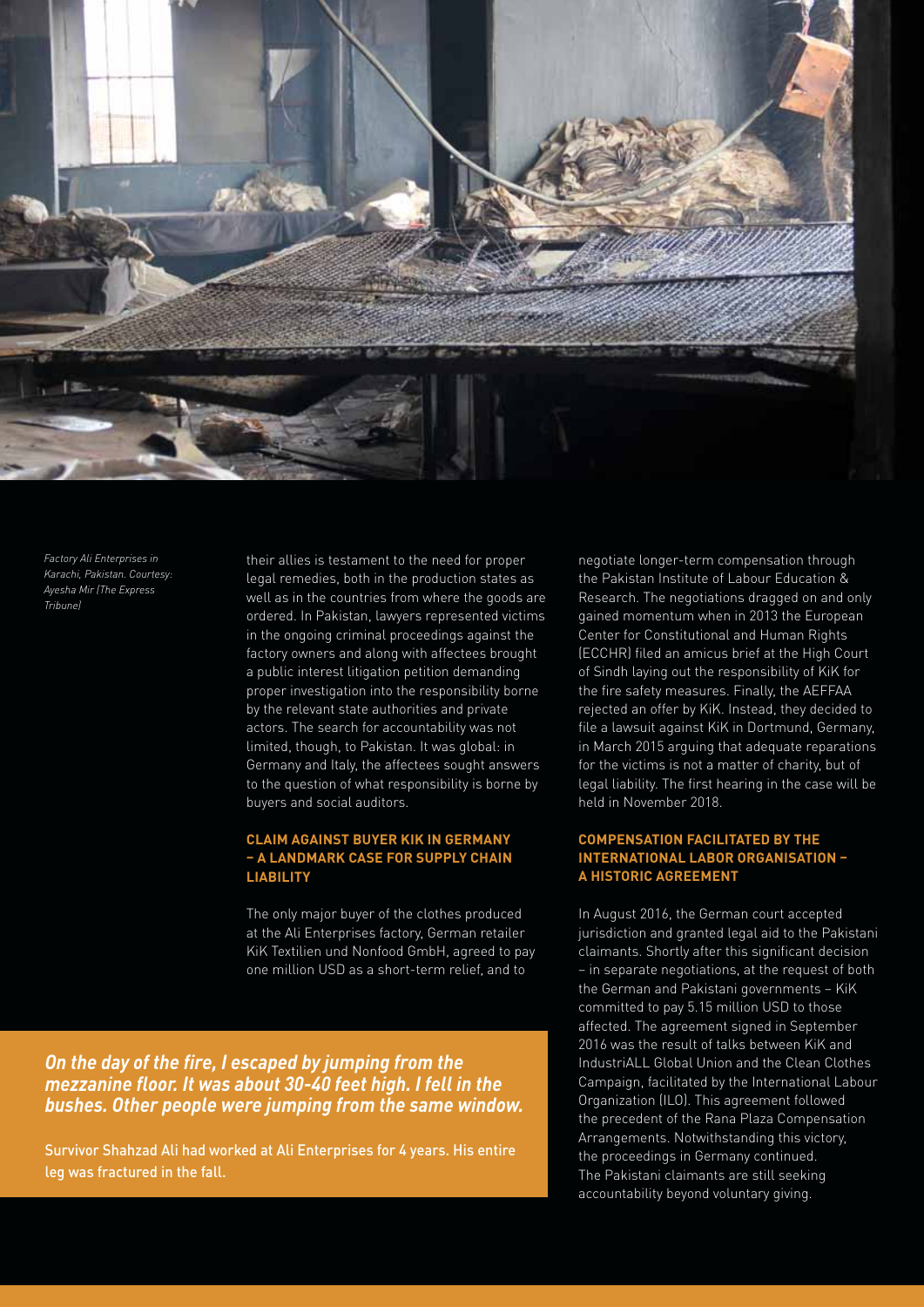*Factory Ali Enterprises in Karachi, Pakistan. Courtesy: Ayesha Mir (The Express Tribune)*

their allies is testament to the need for proper legal remedies, both in the production states as well as in the countries from where the goods are ordered. In Pakistan, lawyers represented victims in the ongoing criminal proceedings against the factory owners and along with affectees brought a public interest litigation petition demanding proper investigation into the responsibility borne by the relevant state authorities and private actors. The search for accountability was not limited, though, to Pakistan. It was global: in Germany and Italy, the affectees sought answers to the question of what responsibility is borne by buyers and social auditors.

### CLAIM AGAINST BUYER KIK IN GERMANY – A LANDMARK CASE FOR SUPPLY CHAIN LIABILITY

The only major buyer of the clothes produced at the Ali Enterprises factory, German retailer KiK Textilien und Nonfood GmbH, agreed to pay one million USD as a short-term relief, and to negotiate longer-term compensation through the Pakistan Institute of Labour Education & Research. The negotiations dragged on and only gained momentum when in 2013 the European Center for Constitutional and Human Rights (ECCHR) filed an amicus brief at the High Court of Sindh laying out the responsibility of KiK for the fire safety measures. Finally, the AEFFAA rejected an offer by KiK. Instead, they decided to file a lawsuit against KiK in Dortmund, Germany, in March 2015 arguing that adequate reparations for the victims is not a matter of charity, but of legal liability. The first hearing in the case will be held in November 2018.

### COMPENSATION FACILITATED BY THE INTERNATIONAL LABOR ORGANISATION – A HISTORIC AGREEMENT

In August 2016, the German court accepted jurisdiction and granted legal aid to the Pakistani claimants. Shortly after this significant decision – in separate negotiations, at the request of both the German and Pakistani governments – KiK committed to pay 5.15 million USD to those affected. The agreement signed in September 2016 was the result of talks between KiK and IndustriALL Global Union and the Clean Clothes Campaign, facilitated by the International Labour Organization (ILO). This agreement followed the precedent of the Rana Plaza Compensation Arrangements. Notwithstanding this victory, the proceedings in Germany continued. The Pakistani claimants are still seeking accountability beyond voluntary giving.

***On the day of the fire, I escaped by jumping from the mezzanine floor. It was about 30-40 feet high. I fell in the bushes. Other people were jumping from the same window.***

Survivor Shahzad Ali had worked at Ali Enterprises for 4 years. His entire leg was fractured in the fall.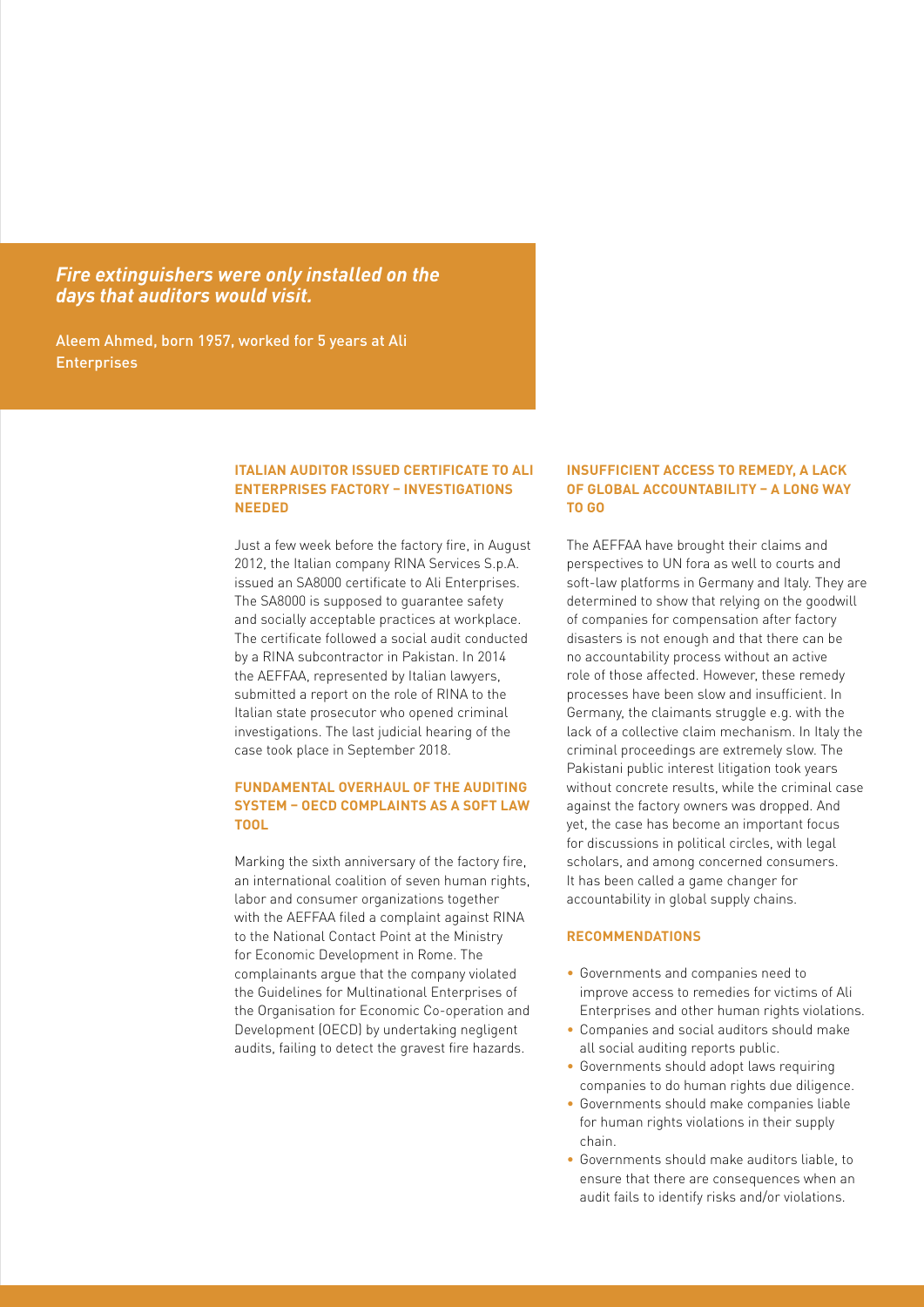*Fire extinguishers were only installed on the days that auditors would visit.*

Aleem Ahmed, born 1957, worked for 5 years at Ali Enterprises

### ITALIAN AUDITOR ISSUED CERTIFICATE TO ALI ENTERPRISES FACTORY – INVESTIGATIONS NEEDED

Just a few week before the factory fire, in August 2012, the Italian company RINA Services S.p.A. issued an SA8000 certificate to Ali Enterprises. The SA8000 is supposed to guarantee safety and socially acceptable practices at workplace. The certificate followed a social audit conducted by a RINA subcontractor in Pakistan. In 2014 the AEFFAA, represented by Italian lawyers, submitted a report on the role of RINA to the Italian state prosecutor who opened criminal investigations. The last judicial hearing of the case took place in September 2018.

### FUNDAMENTAL OVERHAUL OF THE AUDITING SYSTEM – OECD COMPLAINTS AS A SOFT LAW TOOL

Marking the sixth anniversary of the factory fire, an international coalition of seven human rights, labor and consumer organizations together with the AEFFAA filed a complaint against RINA to the National Contact Point at the Ministry for Economic Development in Rome. The complainants argue that the company violated the Guidelines for Multinational Enterprises of the Organisation for Economic Co-operation and Development (OECD) by undertaking negligent audits, failing to detect the gravest fire hazards.

### INSUFFICIENT ACCESS TO REMEDY, A LACK OF GLOBAL ACCOUNTABILITY – A LONG WAY TO GO

The AEFFAA have brought their claims and perspectives to UN fora as well to courts and soft-law platforms in Germany and Italy. They are determined to show that relying on the goodwill of companies for compensation after factory disasters is not enough and that there can be no accountability process without an active role of those affected. However, these remedy processes have been slow and insufficient. In Germany, the claimants struggle e.g. with the lack of a collective claim mechanism. In Italy the criminal proceedings are extremely slow. The Pakistani public interest litigation took years without concrete results, while the criminal case against the factory owners was dropped. And yet, the case has become an important focus for discussions in political circles, with legal scholars, and among concerned consumers. It has been called a game changer for accountability in global supply chains.

### RECOMMENDATIONS

- Governments and companies need to improve access to remedies for victims of Ali Enterprises and other human rights violations.
- Companies and social auditors should make all social auditing reports public.
- Governments should adopt laws requiring companies to do human rights due diligence.
- Governments should make companies liable for human rights violations in their supply chain.
- Governments should make auditors liable, to ensure that there are consequences when an audit fails to identify risks and/or violations.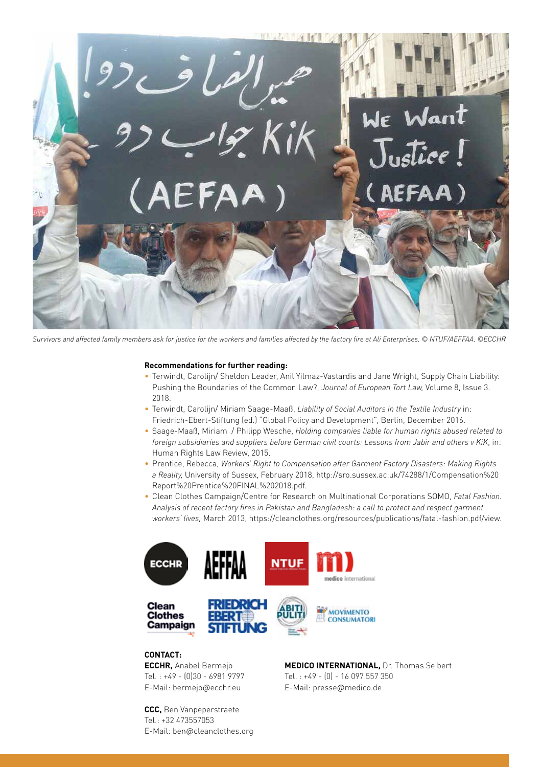*Survivors and affected family members ask for justice for the workers and families affected by the factory fire at Ali Enterprises. © NTUF/AEFFAA. ©ECCHR*

**Recommendations for further reading:**

- Terwindt, Carolijn/ Sheldon Leader, Anil Yilmaz-Vastardis and Jane Wright, Supply Chain Liability: Pushing the Boundaries of the Common Law?, *Journal of European Tort Law,* Volume 8, Issue 3. 2018.
- Terwindt, Carolijn/ Miriam Saage-Maaß, *Liability of Social Auditors in the Textile Industry* in: Friedrich-Ebert-Stiftung (ed.) "Global Policy and Development", Berlin, December 2016.
- Saage-Maaß, Miriam / Philipp Wesche, *Holding companies liable for human rights abused related to foreign subsidiaries and suppliers before German civil courts: Lessons from Jabir and others v KiK,* in: Human Rights Law Review, 2015.
- Prentice, Rebecca, *Workers' Right to Compensation after Garment Factory Disasters: Making Rights a Reality,* University of Sussex, February 2018, http://sro.sussex.ac.uk/74288/1/Compensation%20Report%20Prentice%20FINAL%202018.pdf.
- Clean Clothes Campaign/Centre for Research on Multinational Corporations SOMO, *Fatal Fashion. Analysis of recent factory fires in Pakistan and Bangladesh: a call to protect and respect garment workers' lives,* March 2013, https://cleanclothes.org/resources/publications/fatal-fashion.pdf/view.

ECCHR AEFFAA NTUF medico international

Clean Clothes Campaign FRIEDRICH EBERT STIFTUNG ABITI PULITI MOVIMENTO CONSUMATORI

**CONTACT:**

**ECCHR,** Anabel Bermejo
Tel. : +49 - (0)30 - 6981 9797
E-Mail: bermejo@ecchr.eu

**CCC,** Ben Vanpeperstraete
Tel.: +32 473557053
E-Mail: ben@cleanclothes.org

**MEDICO INTERNATIONAL,** Dr. Thomas Seibert
Tel. : +49 - (0) - 16 097 557 350
E-Mail: presse@medico.de